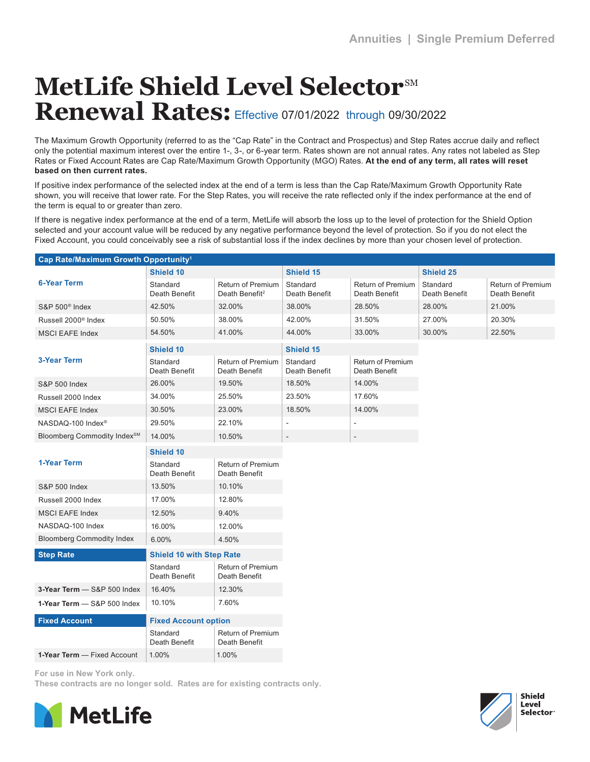Annuities | Single Premium Deferred

# MetLife Shield Level Selector℠ Renewal Rates: Effective 07/01/2022 through 09/30/2022

The Maximum Growth Opportunity (referred to as the "Cap Rate" in the Contract and Prospectus) and Step Rates accrue daily and reflect only the potential maximum interest over the entire 1-, 3-, or 6-year term. Rates shown are not annual rates. Any rates not labeled as Step Rates or Fixed Account Rates are Cap Rate/Maximum Growth Opportunity (MGO) Rates. **At the end of any term, all rates will reset based on then current rates.**

If positive index performance of the selected index at the end of a term is less than the Cap Rate/Maximum Growth Opportunity Rate shown, you will receive that lower rate. For the Step Rates, you will receive the rate reflected only if the index performance at the end of the term is equal to or greater than zero.

If there is negative index performance at the end of a term, MetLife will absorb the loss up to the level of protection for the Shield Option selected and your account value will be reduced by any negative performance beyond the level of protection. So if you do not elect the Fixed Account, you could conceivably see a risk of substantial loss if the index declines by more than your chosen level of protection.

**Cap Rate/Maximum Growth Opportunity[1]**

| 6-Year Term | Shield 10 | | Shield 15 | | Shield 25 | |
|---|---|---|---|---|---|---|
| | Standard Death Benefit | Return of Premium Death Benefit[2] | Standard Death Benefit | Return of Premium Death Benefit | Standard Death Benefit | Return of Premium Death Benefit |
| S&P 500® Index | 42.50% | 32.00% | 38.00% | 28.50% | 28.00% | 21.00% |
| Russell 2000® Index | 50.50% | 38.00% | 42.00% | 31.50% | 27.00% | 20.30% |
| MSCI EAFE Index | 54.50% | 41.00% | 44.00% | 33.00% | 30.00% | 22.50% |

| 3-Year Term | Shield 10 | | Shield 15 | |
|---|---|---|---|---|
| | Standard Death Benefit | Return of Premium Death Benefit | Standard Death Benefit | Return of Premium Death Benefit |
| S&P 500 Index | 26.00% | 19.50% | 18.50% | 14.00% |
| Russell 2000 Index | 34.00% | 25.50% | 23.50% | 17.60% |
| MSCI EAFE Index | 30.50% | 23.00% | 18.50% | 14.00% |
| NASDAQ-100 Index® | 29.50% | 22.10% | - | - |
| Bloomberg Commodity Index℠ | 14.00% | 10.50% | - | - |

| 1-Year Term | Shield 10 | |
|---|---|---|
| | Standard Death Benefit | Return of Premium Death Benefit |
| S&P 500 Index | 13.50% | 10.10% |
| Russell 2000 Index | 17.00% | 12.80% |
| MSCI EAFE Index | 12.50% | 9.40% |
| NASDAQ-100 Index | 16.00% | 12.00% |
| Bloomberg Commodity Index | 6.00% | 4.50% |

| Step Rate | Shield 10 with Step Rate | |
|---|---|---|
| | Standard Death Benefit | Return of Premium Death Benefit |
| **3-Year Term** — S&P 500 Index | 16.40% | 12.30% |
| **1-Year Term** — S&P 500 Index | 10.10% | 7.60% |

| Fixed Account | Fixed Account option | |
|---|---|---|
| | Standard Death Benefit | Return of Premium Death Benefit |
| **1-Year Term** — Fixed Account | 1.00% | 1.00% |

For use in New York only.
These contracts are no longer sold. Rates are for existing contracts only.

MetLife

Shield Level Selector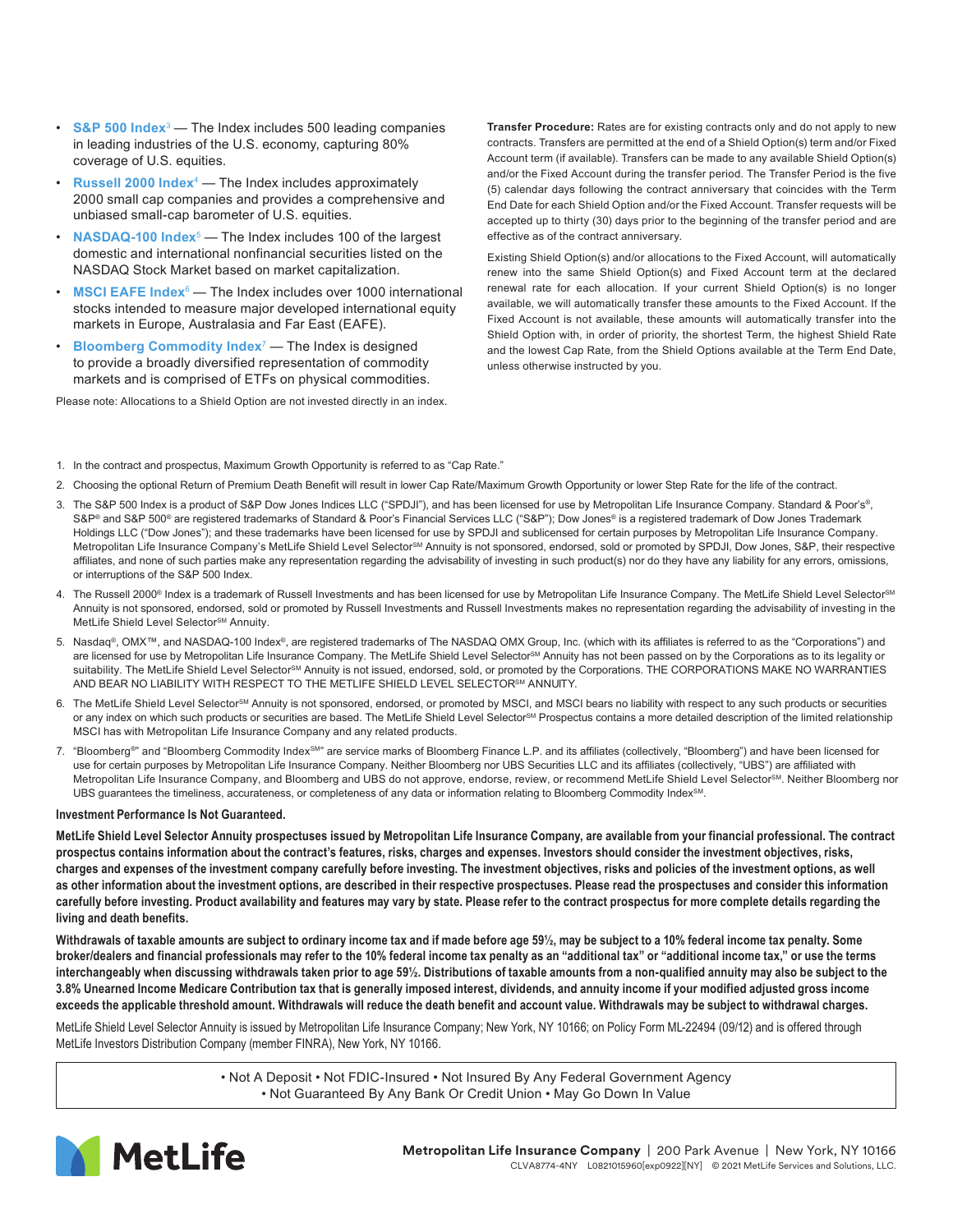- **S&P 500 Index**[3] — The Index includes 500 leading companies in leading industries of the U.S. economy, capturing 80% coverage of U.S. equities.
- **Russell 2000 Index**[4] — The Index includes approximately 2000 small cap companies and provides a comprehensive and unbiased small-cap barometer of U.S. equities.
- **NASDAQ-100 Index**[5] — The Index includes 100 of the largest domestic and international nonfinancial securities listed on the NASDAQ Stock Market based on market capitalization.
- **MSCI EAFE Index**[6] — The Index includes over 1000 international stocks intended to measure major developed international equity markets in Europe, Australasia and Far East (EAFE).
- **Bloomberg Commodity Index**[7] — The Index is designed to provide a broadly diversified representation of commodity markets and is comprised of ETFs on physical commodities.

Please note: Allocations to a Shield Option are not invested directly in an index.

**Transfer Procedure:** Rates are for existing contracts only and do not apply to new contracts. Transfers are permitted at the end of a Shield Option(s) term and/or Fixed Account term (if available). Transfers can be made to any available Shield Option(s) and/or the Fixed Account during the transfer period. The Transfer Period is the five (5) calendar days following the contract anniversary that coincides with the Term End Date for each Shield Option and/or the Fixed Account. Transfer requests will be accepted up to thirty (30) days prior to the beginning of the transfer period and are effective as of the contract anniversary.

Existing Shield Option(s) and/or allocations to the Fixed Account, will automatically renew into the same Shield Option(s) and Fixed Account term at the declared renewal rate for each allocation. If your current Shield Option(s) is no longer available, we will automatically transfer these amounts to the Fixed Account. If the Fixed Account is not available, these amounts will automatically transfer into the Shield Option with, in order of priority, the shortest Term, the highest Shield Rate and the lowest Cap Rate, from the Shield Options available at the Term End Date, unless otherwise instructed by you.

1. In the contract and prospectus, Maximum Growth Opportunity is referred to as "Cap Rate."
2. Choosing the optional Return of Premium Death Benefit will result in lower Cap Rate/Maximum Growth Opportunity or lower Step Rate for the life of the contract.
3. The S&P 500 Index is a product of S&P Dow Jones Indices LLC ("SPDJI"), and has been licensed for use by Metropolitan Life Insurance Company. Standard & Poor's®, S&P® and S&P 500® are registered trademarks of Standard & Poor's Financial Services LLC ("S&P"); Dow Jones® is a registered trademark of Dow Jones Trademark Holdings LLC ("Dow Jones"); and these trademarks have been licensed for use by SPDJI and sublicensed for certain purposes by Metropolitan Life Insurance Company. Metropolitan Life Insurance Company's MetLife Shield Level Selector℠ Annuity is not sponsored, endorsed, sold or promoted by SPDJI, Dow Jones, S&P, their respective affiliates, and none of such parties make any representation regarding the advisability of investing in such product(s) nor do they have any liability for any errors, omissions, or interruptions of the S&P 500 Index.
4. The Russell 2000® Index is a trademark of Russell Investments and has been licensed for use by Metropolitan Life Insurance Company. The MetLife Shield Level Selector℠ Annuity is not sponsored, endorsed, sold or promoted by Russell Investments and Russell Investments makes no representation regarding the advisability of investing in the MetLife Shield Level Selector℠ Annuity.
5. Nasdaq®, OMX™, and NASDAQ-100 Index®, are registered trademarks of The NASDAQ OMX Group, Inc. (which with its affiliates is referred to as the "Corporations") and are licensed for use by Metropolitan Life Insurance Company. The MetLife Shield Level Selector℠ Annuity has not been passed on by the Corporations as to its legality or suitability. The MetLife Shield Level Selector℠ Annuity is not issued, endorsed, sold, or promoted by the Corporations. THE CORPORATIONS MAKE NO WARRANTIES AND BEAR NO LIABILITY WITH RESPECT TO THE METLIFE SHIELD LEVEL SELECTOR℠ ANNUITY.
6. The MetLife Shield Level Selector℠ Annuity is not sponsored, endorsed, or promoted by MSCI, and MSCI bears no liability with respect to any such products or securities or any index on which such products or securities are based. The MetLife Shield Level Selector℠ Prospectus contains a more detailed description of the limited relationship MSCI has with Metropolitan Life Insurance Company and any related products.
7. "Bloomberg®" and "Bloomberg Commodity Index℠" are service marks of Bloomberg Finance L.P. and its affiliates (collectively, "Bloomberg") and have been licensed for use for certain purposes by Metropolitan Life Insurance Company. Neither Bloomberg nor UBS Securities LLC and its affiliates (collectively, "UBS") are affiliated with Metropolitan Life Insurance Company, and Bloomberg and UBS do not approve, endorse, review, or recommend MetLife Shield Level Selector℠. Neither Bloomberg nor UBS guarantees the timeliness, accurateness, or completeness of any data or information relating to Bloomberg Commodity Index℠.

**Investment Performance Is Not Guaranteed.**

**MetLife Shield Level Selector Annuity prospectuses issued by Metropolitan Life Insurance Company, are available from your financial professional. The contract prospectus contains information about the contract's features, risks, charges and expenses. Investors should consider the investment objectives, risks, charges and expenses of the investment company carefully before investing. The investment objectives, risks and policies of the investment options, as well as other information about the investment options, are described in their respective prospectuses. Please read the prospectuses and consider this information carefully before investing. Product availability and features may vary by state. Please refer to the contract prospectus for more complete details regarding the living and death benefits.**

**Withdrawals of taxable amounts are subject to ordinary income tax and if made before age 59½, may be subject to a 10% federal income tax penalty. Some broker/dealers and financial professionals may refer to the 10% federal income tax penalty as an "additional tax" or "additional income tax," or use the terms interchangeably when discussing withdrawals taken prior to age 59½. Distributions of taxable amounts from a non-qualified annuity may also be subject to the 3.8% Unearned Income Medicare Contribution tax that is generally imposed interest, dividends, and annuity income if your modified adjusted gross income exceeds the applicable threshold amount. Withdrawals will reduce the death benefit and account value. Withdrawals may be subject to withdrawal charges.**

MetLife Shield Level Selector Annuity is issued by Metropolitan Life Insurance Company; New York, NY 10166; on Policy Form ML-22494 (09/12) and is offered through MetLife Investors Distribution Company (member FINRA), New York, NY 10166.

• Not A Deposit • Not FDIC-Insured • Not Insured By Any Federal Government Agency
• Not Guaranteed By Any Bank Or Credit Union • May Go Down In Value

MetLife

**Metropolitan Life Insurance Company** | 200 Park Avenue | New York, NY 10166

CLVA8774-4NY L0821015960[exp0922][NY] © 2021 MetLife Services and Solutions, LLC.